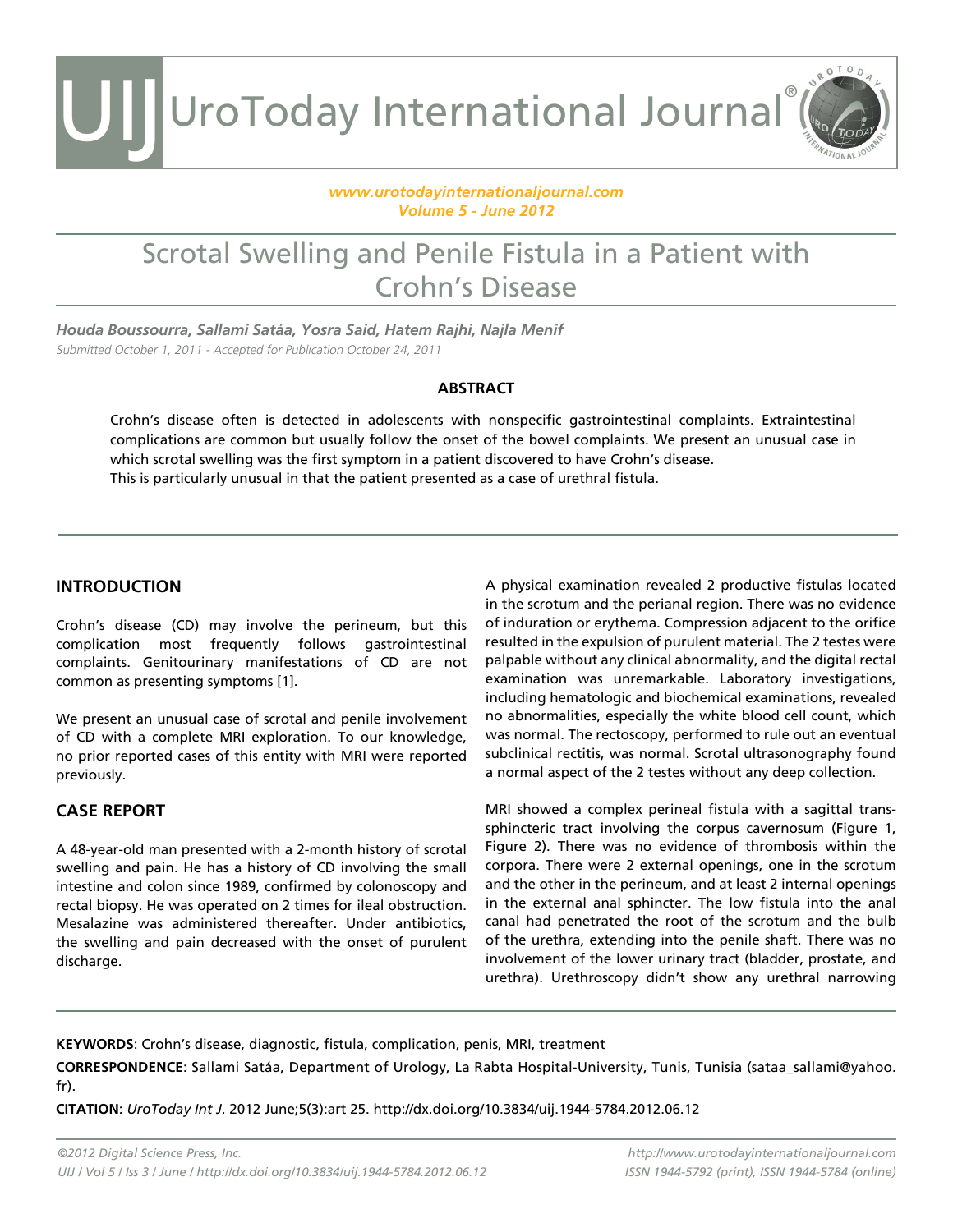# Scrotal Swelling and Penile Fistula in a Patient with Crohn's Disease

*Houda Boussourra, Sallami Satáa, Yosra Said, Hatem Rajhi, Najla Menif*

*Submitted October 1, 2011 - Accepted for Publication October 24, 2011*

## ABSTRACT

Crohn's disease often is detected in adolescents with nonspecific gastrointestinal complaints. Extraintestinal complications are common but usually follow the onset of the bowel complaints. We present an unusual case in which scrotal swelling was the first symptom in a patient discovered to have Crohn's disease.
This is particularly unusual in that the patient presented as a case of urethral fistula.

## INTRODUCTION

Crohn's disease (CD) may involve the perineum, but this complication most frequently follows gastrointestinal complaints. Genitourinary manifestations of CD are not common as presenting symptoms [1].

We present an unusual case of scrotal and penile involvement of CD with a complete MRI exploration. To our knowledge, no prior reported cases of this entity with MRI were reported previously.

## CASE REPORT

A 48-year-old man presented with a 2-month history of scrotal swelling and pain. He has a history of CD involving the small intestine and colon since 1989, confirmed by colonoscopy and rectal biopsy. He was operated on 2 times for ileal obstruction. Mesalazine was administered thereafter. Under antibiotics, the swelling and pain decreased with the onset of purulent discharge.

A physical examination revealed 2 productive fistulas located in the scrotum and the perianal region. There was no evidence of induration or erythema. Compression adjacent to the orifice resulted in the expulsion of purulent material. The 2 testes were palpable without any clinical abnormality, and the digital rectal examination was unremarkable. Laboratory investigations, including hematologic and biochemical examinations, revealed no abnormalities, especially the white blood cell count, which was normal. The rectoscopy, performed to rule out an eventual subclinical rectitis, was normal. Scrotal ultrasonography found a normal aspect of the 2 testes without any deep collection.

MRI showed a complex perineal fistula with a sagittal trans-sphincteric tract involving the corpus cavernosum (Figure 1, Figure 2). There was no evidence of thrombosis within the corpora. There were 2 external openings, one in the scrotum and the other in the perineum, and at least 2 internal openings in the external anal sphincter. The low fistula into the anal canal had penetrated the root of the scrotum and the bulb of the urethra, extending into the penile shaft. There was no involvement of the lower urinary tract (bladder, prostate, and urethra). Urethroscopy didn't show any urethral narrowing

**KEYWORDS**: Crohn's disease, diagnostic, fistula, complication, penis, MRI, treatment

**CORRESPONDENCE**: Sallami Satáa, Department of Urology, La Rabta Hospital-University, Tunis, Tunisia (sataa_sallami@yahoo.fr).

**CITATION**: *UroToday Int J*. 2012 June;5(3):art 25. http://dx.doi.org/10.3834/uij.1944-5784.2012.06.12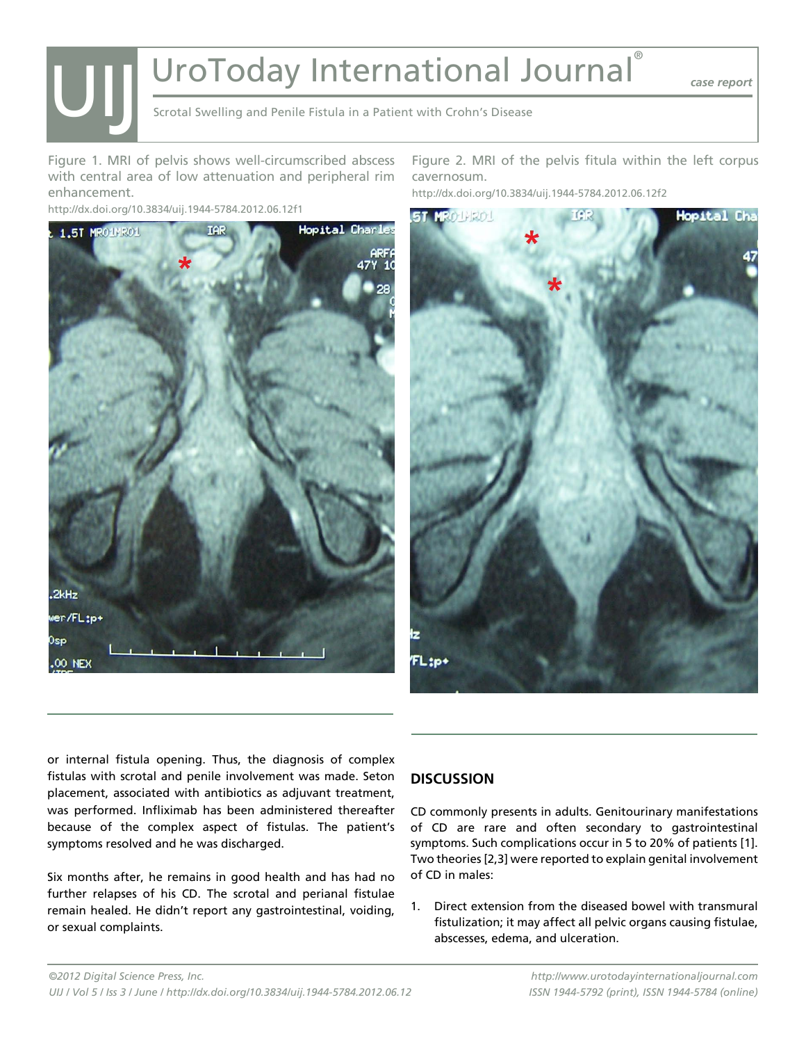Figure 1. MRI of pelvis shows well-circumscribed abscess with central area of low attenuation and peripheral rim enhancement.

http://dx.doi.org/10.3834/uij.1944-5784.2012.06.12f1

Figure 2. MRI of the pelvis fitula within the left corpus cavernosum.

http://dx.doi.org/10.3834/uij.1944-5784.2012.06.12f2

or internal fistula opening. Thus, the diagnosis of complex fistulas with scrotal and penile involvement was made. Seton placement, associated with antibiotics as adjuvant treatment, was performed. Infliximab has been administered thereafter because of the complex aspect of fistulas. The patient's symptoms resolved and he was discharged.

Six months after, he remains in good health and has had no further relapses of his CD. The scrotal and perianal fistulae remain healed. He didn't report any gastrointestinal, voiding, or sexual complaints.

## DISCUSSION

CD commonly presents in adults. Genitourinary manifestations of CD are rare and often secondary to gastrointestinal symptoms. Such complications occur in 5 to 20% of patients [1]. Two theories [2,3] were reported to explain genital involvement of CD in males:

1. Direct extension from the diseased bowel with transmural fistulization; it may affect all pelvic organs causing fistulae, abscesses, edema, and ulceration.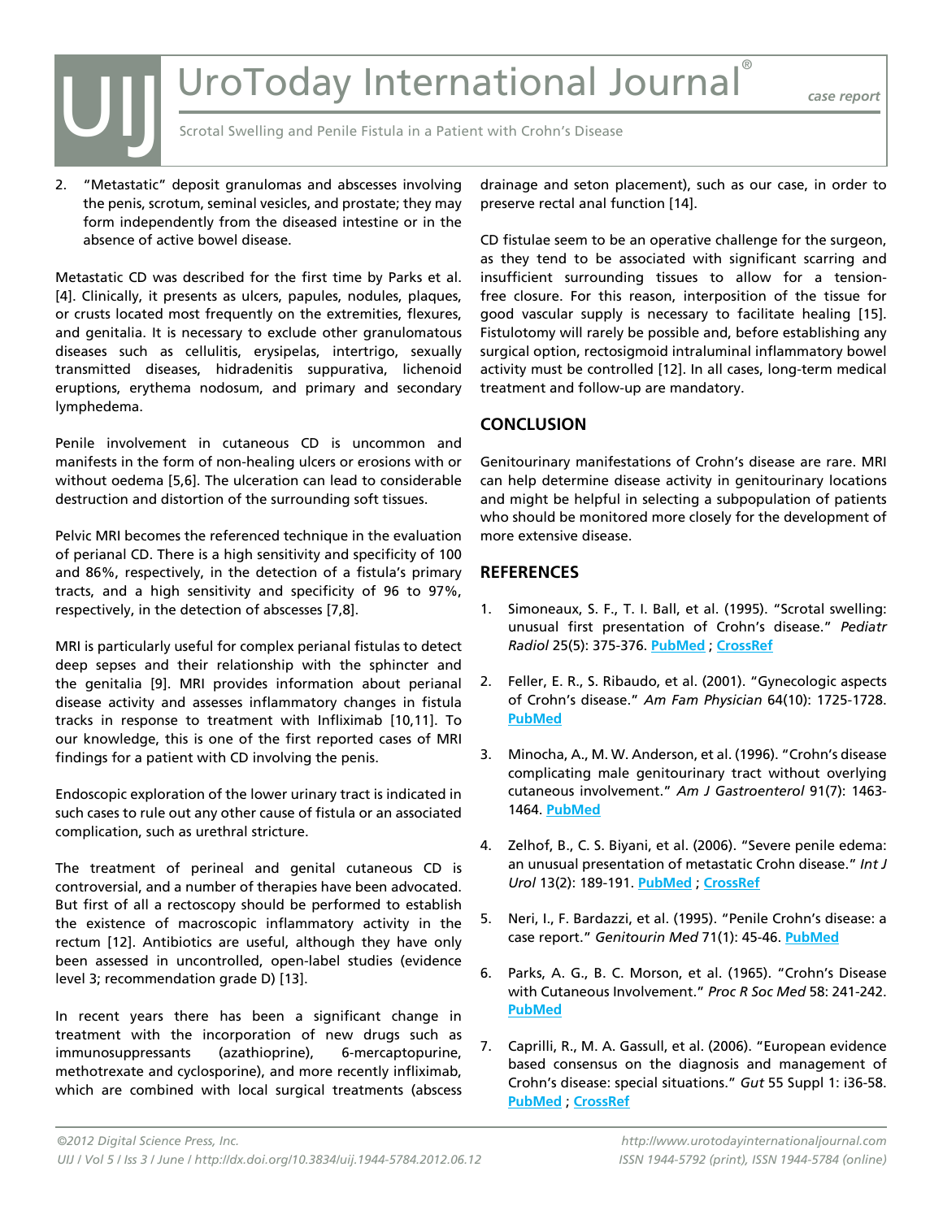2. "Metastatic" deposit granulomas and abscesses involving the penis, scrotum, seminal vesicles, and prostate; they may form independently from the diseased intestine or in the absence of active bowel disease.

Metastatic CD was described for the first time by Parks et al. [4]. Clinically, it presents as ulcers, papules, nodules, plaques, or crusts located most frequently on the extremities, flexures, and genitalia. It is necessary to exclude other granulomatous diseases such as cellulitis, erysipelas, intertrigo, sexually transmitted diseases, hidradenitis suppurativa, lichenoid eruptions, erythema nodosum, and primary and secondary lymphedema.

Penile involvement in cutaneous CD is uncommon and manifests in the form of non-healing ulcers or erosions with or without oedema [5,6]. The ulceration can lead to considerable destruction and distortion of the surrounding soft tissues.

Pelvic MRI becomes the referenced technique in the evaluation of perianal CD. There is a high sensitivity and specificity of 100 and 86%, respectively, in the detection of a fistula's primary tracts, and a high sensitivity and specificity of 96 to 97%, respectively, in the detection of abscesses [7,8].

MRI is particularly useful for complex perianal fistulas to detect deep sepses and their relationship with the sphincter and the genitalia [9]. MRI provides information about perianal disease activity and assesses inflammatory changes in fistula tracks in response to treatment with Infliximab [10,11]. To our knowledge, this is one of the first reported cases of MRI findings for a patient with CD involving the penis.

Endoscopic exploration of the lower urinary tract is indicated in such cases to rule out any other cause of fistula or an associated complication, such as urethral stricture.

The treatment of perineal and genital cutaneous CD is controversial, and a number of therapies have been advocated. But first of all a rectoscopy should be performed to establish the existence of macroscopic inflammatory activity in the rectum [12]. Antibiotics are useful, although they have only been assessed in uncontrolled, open-label studies (evidence level 3; recommendation grade D) [13].

In recent years there has been a significant change in treatment with the incorporation of new drugs such as immunosuppressants (azathioprine), 6-mercaptopurine, methotrexate and cyclosporine), and more recently infliximab, which are combined with local surgical treatments (abscess drainage and seton placement), such as our case, in order to preserve rectal anal function [14].

CD fistulae seem to be an operative challenge for the surgeon, as they tend to be associated with significant scarring and insufficient surrounding tissues to allow for a tension-free closure. For this reason, interposition of the tissue for good vascular supply is necessary to facilitate healing [15]. Fistulotomy will rarely be possible and, before establishing any surgical option, rectosigmoid intraluminal inflammatory bowel activity must be controlled [12]. In all cases, long-term medical treatment and follow-up are mandatory.

## CONCLUSION

Genitourinary manifestations of Crohn's disease are rare. MRI can help determine disease activity in genitourinary locations and might be helpful in selecting a subpopulation of patients who should be monitored more closely for the development of more extensive disease.

## REFERENCES

1. Simoneaux, S. F., T. I. Ball, et al. (1995). "Scrotal swelling: unusual first presentation of Crohn's disease." *Pediatr Radiol* 25(5): 375-376. PubMed ; CrossRef

2. Feller, E. R., S. Ribaudo, et al. (2001). "Gynecologic aspects of Crohn's disease." *Am Fam Physician* 64(10): 1725-1728. PubMed

3. Minocha, A., M. W. Anderson, et al. (1996). "Crohn's disease complicating male genitourinary tract without overlying cutaneous involvement." *Am J Gastroenterol* 91(7): 1463-1464. PubMed

4. Zelhof, B., C. S. Biyani, et al. (2006). "Severe penile edema: an unusual presentation of metastatic Crohn disease." *Int J Urol* 13(2): 189-191. PubMed ; CrossRef

5. Neri, I., F. Bardazzi, et al. (1995). "Penile Crohn's disease: a case report." *Genitourin Med* 71(1): 45-46. PubMed

6. Parks, A. G., B. C. Morson, et al. (1965). "Crohn's Disease with Cutaneous Involvement." *Proc R Soc Med* 58: 241-242. PubMed

7. Caprilli, R., M. A. Gassull, et al. (2006). "European evidence based consensus on the diagnosis and management of Crohn's disease: special situations." *Gut* 55 Suppl 1: i36-58. PubMed ; CrossRef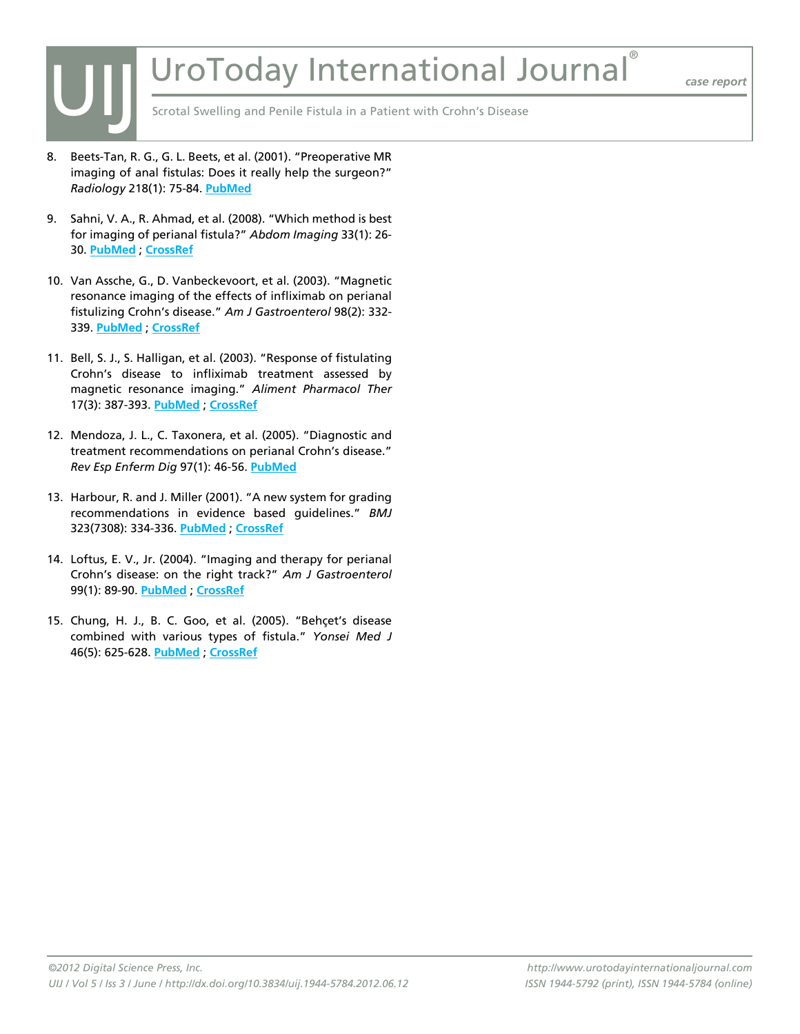8. Beets-Tan, R. G., G. L. Beets, et al. (2001). "Preoperative MR imaging of anal fistulas: Does it really help the surgeon?" *Radiology* 218(1): 75-84. PubMed

9. Sahni, V. A., R. Ahmad, et al. (2008). "Which method is best for imaging of perianal fistula?" *Abdom Imaging* 33(1): 26-30. PubMed ; CrossRef

10. Van Assche, G., D. Vanbeckevoort, et al. (2003). "Magnetic resonance imaging of the effects of infliximab on perianal fistulizing Crohn's disease." *Am J Gastroenterol* 98(2): 332-339. PubMed ; CrossRef

11. Bell, S. J., S. Halligan, et al. (2003). "Response of fistulating Crohn's disease to infliximab treatment assessed by magnetic resonance imaging." *Aliment Pharmacol Ther* 17(3): 387-393. PubMed ; CrossRef

12. Mendoza, J. L., C. Taxonera, et al. (2005). "Diagnostic and treatment recommendations on perianal Crohn's disease." *Rev Esp Enferm Dig* 97(1): 46-56. PubMed

13. Harbour, R. and J. Miller (2001). "A new system for grading recommendations in evidence based guidelines." *BMJ* 323(7308): 334-336. PubMed ; CrossRef

14. Loftus, E. V., Jr. (2004). "Imaging and therapy for perianal Crohn's disease: on the right track?" *Am J Gastroenterol* 99(1): 89-90. PubMed ; CrossRef

15. Chung, H. J., B. C. Goo, et al. (2005). "Behçet's disease combined with various types of fistula." *Yonsei Med J* 46(5): 625-628. PubMed ; CrossRef